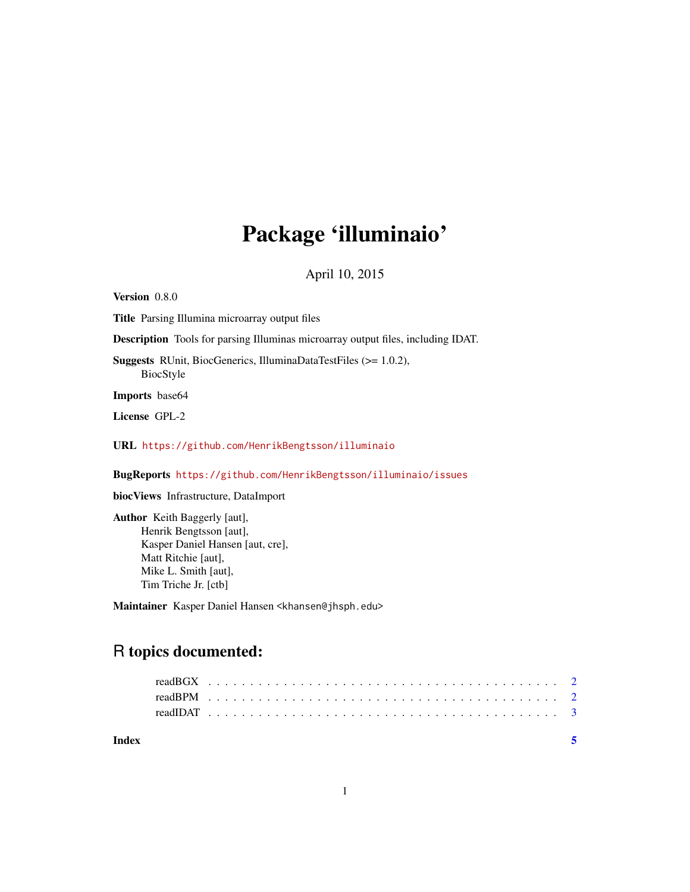# Package 'illuminaio'

April 10, 2015

**Version** 0.8.0

**Title** Parsing Illumina microarray output files

**Description** Tools for parsing Illuminas microarray output files, including IDAT.

**Suggests** RUnit, BiocGenerics, IlluminaDataTestFiles (>= 1.0.2), BiocStyle

**Imports** base64

**License** GPL-2

**URL** https://github.com/HenrikBengtsson/illuminaio

**BugReports** https://github.com/HenrikBengtsson/illuminaio/issues

**biocViews** Infrastructure, DataImport

**Author** Keith Baggerly [aut],
Henrik Bengtsson [aut],
Kasper Daniel Hansen [aut, cre],
Matt Ritchie [aut],
Mike L. Smith [aut],
Tim Triche Jr. [ctb]

**Maintainer** Kasper Daniel Hansen <khansen@jhsph.edu>

## R topics documented:

- readBGX . . . . . . . . . . . . . . . . . . . . . . . . . . . . . . . . . . . . . . . . . 2
- readBPM . . . . . . . . . . . . . . . . . . . . . . . . . . . . . . . . . . . . . . . . . 2
- readIDAT . . . . . . . . . . . . . . . . . . . . . . . . . . . . . . . . . . . . . . . . . 3

**Index** 5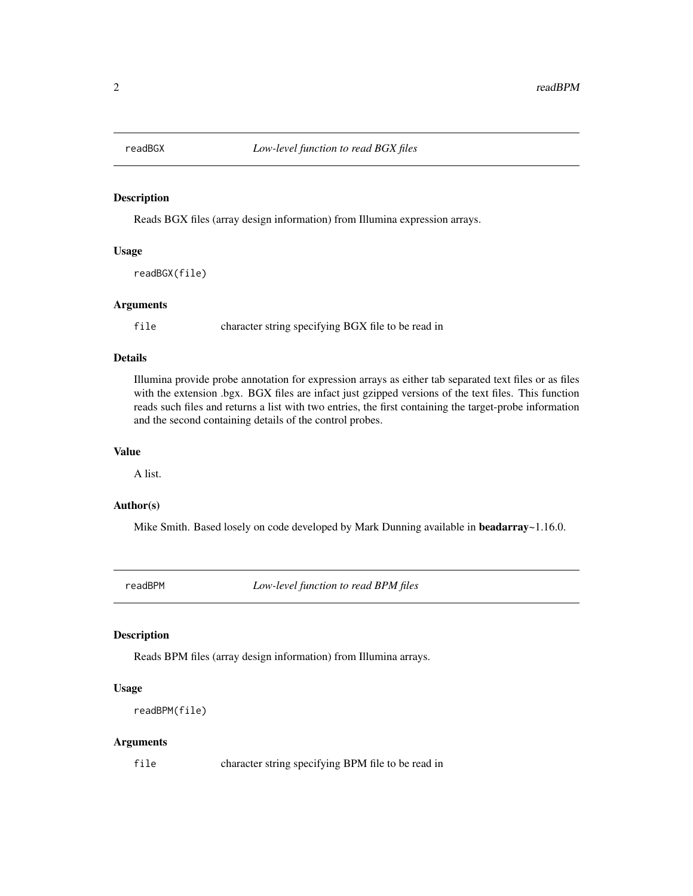## readBGX — *Low-level function to read BGX files*

### Description

Reads BGX files (array design information) from Illumina expression arrays.

### Usage

```
readBGX(file)
```

### Arguments

| | |
|---|---|
| file | character string specifying BGX file to be read in |

### Details

Illumina provide probe annotation for expression arrays as either tab separated text files or as files with the extension .bgx. BGX files are infact just gzipped versions of the text files. This function reads such files and returns a list with two entries, the first containing the target-probe information and the second containing details of the control probes.

### Value

A list.

### Author(s)

Mike Smith. Based losely on code developed by Mark Dunning available in **beadarray**~1.16.0.

## readBPM — *Low-level function to read BPM files*

### Description

Reads BPM files (array design information) from Illumina arrays.

### Usage

```
readBPM(file)
```

### Arguments

| | |
|---|---|
| file | character string specifying BPM file to be read in |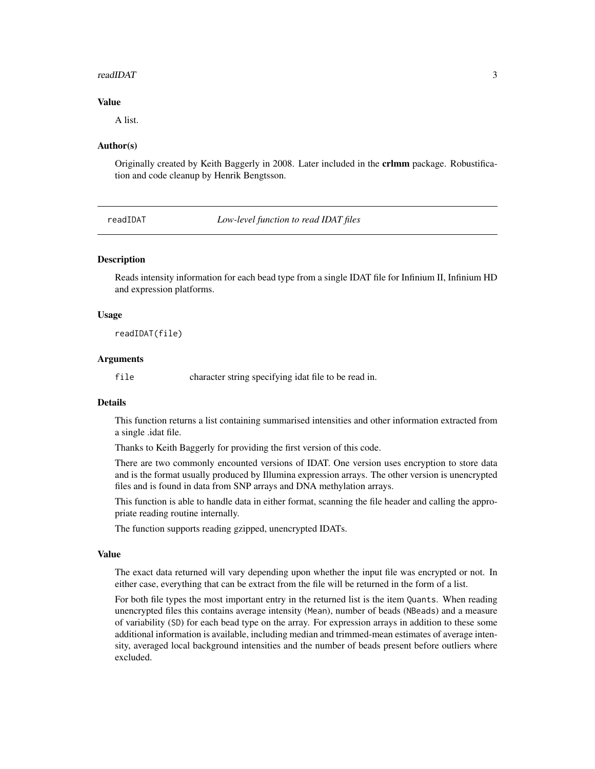### Value

A list.

### Author(s)

Originally created by Keith Baggerly in 2008. Later included in the **crlmm** package. Robustification and code cleanup by Henrik Bengtsson.

---

## readIDAT — *Low-level function to read IDAT files*

---

### Description

Reads intensity information for each bead type from a single IDAT file for Infinium II, Infinium HD and expression platforms.

### Usage

```
readIDAT(file)
```

### Arguments

| | |
|---|---|
| `file` | character string specifying idat file to be read in. |

### Details

This function returns a list containing summarised intensities and other information extracted from a single .idat file.

Thanks to Keith Baggerly for providing the first version of this code.

There are two commonly encounted versions of IDAT. One version uses encryption to store data and is the format usually produced by Illumina expression arrays. The other version is unencrypted files and is found in data from SNP arrays and DNA methylation arrays.

This function is able to handle data in either format, scanning the file header and calling the appropriate reading routine internally.

The function supports reading gzipped, unencrypted IDATs.

### Value

The exact data returned will vary depending upon whether the input file was encrypted or not. In either case, everything that can be extract from the file will be returned in the form of a list.

For both file types the most important entry in the returned list is the item `Quants`. When reading unencrypted files this contains average intensity (`Mean`), number of beads (`NBeads`) and a measure of variability (`SD`) for each bead type on the array. For expression arrays in addition to these some additional information is available, including median and trimmed-mean estimates of average intensity, averaged local background intensities and the number of beads present before outliers where excluded.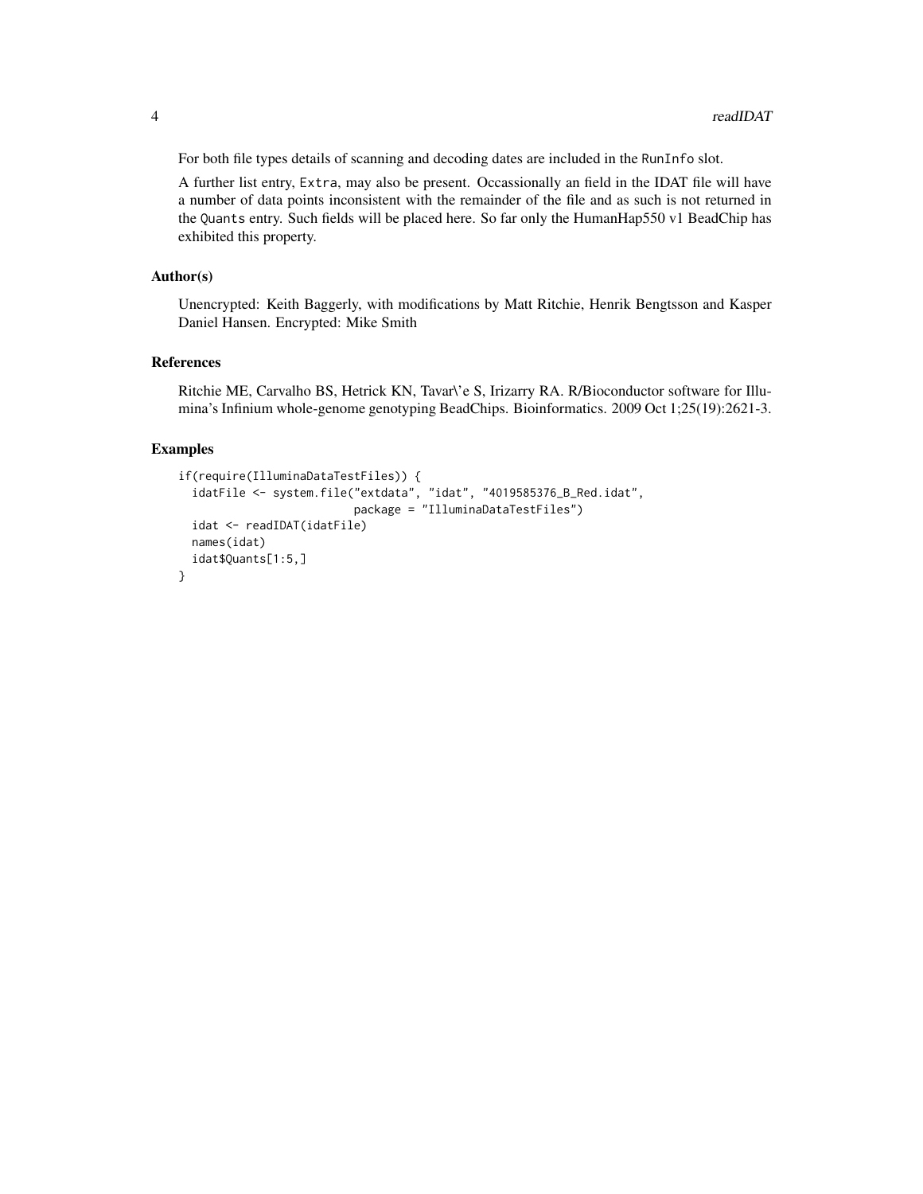For both file types details of scanning and decoding dates are included in the `RunInfo` slot.

A further list entry, `Extra`, may also be present. Occassionally an field in the IDAT file will have a number of data points inconsistent with the remainder of the file and as such is not returned in the `Quants` entry. Such fields will be placed here. So far only the HumanHap550 v1 BeadChip has exhibited this property.

## Author(s)

Unencrypted: Keith Baggerly, with modifications by Matt Ritchie, Henrik Bengtsson and Kasper Daniel Hansen. Encrypted: Mike Smith

## References

Ritchie ME, Carvalho BS, Hetrick KN, Tavar\'e S, Irizarry RA. R/Bioconductor software for Illumina's Infinium whole-genome genotyping BeadChips. Bioinformatics. 2009 Oct 1;25(19):2621-3.

## Examples

```
if(require(IlluminaDataTestFiles)) {
  idatFile <- system.file("extdata", "idat", "4019585376_B_Red.idat",
                          package = "IlluminaDataTestFiles")
  idat <- readIDAT(idatFile)
  names(idat)
  idat$Quants[1:5,]
}
```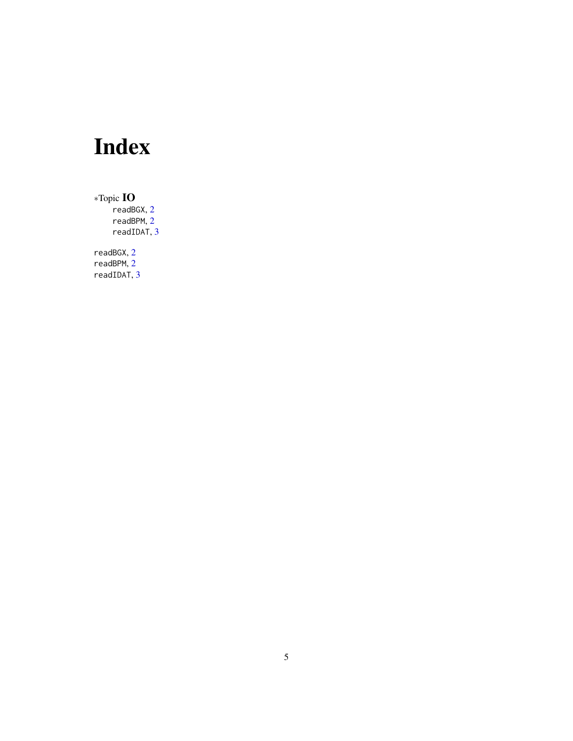# Index

*Topic **IO**

  readBGX, 2
  readBPM, 2
  readIDAT, 3

readBGX, 2
readBPM, 2
readIDAT, 3